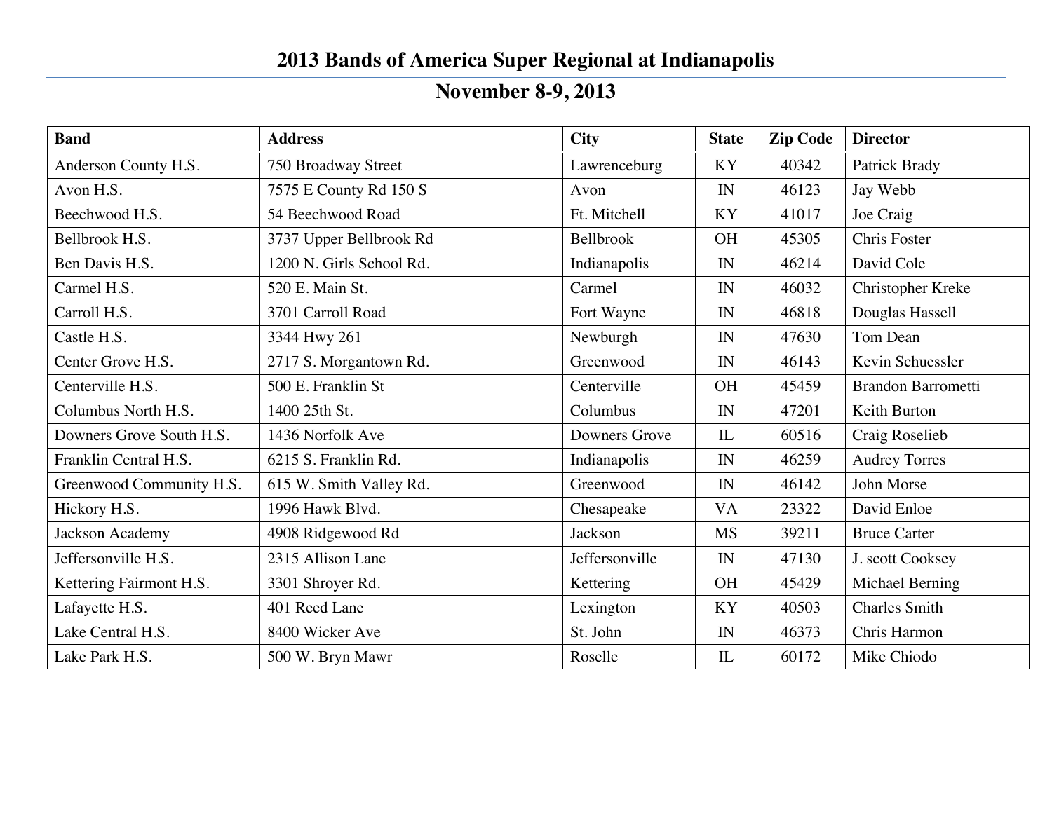# 2013 Bands of America Super Regional at Indianapolis

## November 8-9, 2013

| Band | Address | City | State | Zip Code | Director |
|---|---|---|---|---|---|
| Anderson County H.S. | 750 Broadway Street | Lawrenceburg | KY | 40342 | Patrick Brady |
| Avon H.S. | 7575 E County Rd 150 S | Avon | IN | 46123 | Jay Webb |
| Beechwood H.S. | 54 Beechwood Road | Ft. Mitchell | KY | 41017 | Joe Craig |
| Bellbrook H.S. | 3737 Upper Bellbrook Rd | Bellbrook | OH | 45305 | Chris Foster |
| Ben Davis H.S. | 1200 N. Girls School Rd. | Indianapolis | IN | 46214 | David Cole |
| Carmel H.S. | 520 E. Main St. | Carmel | IN | 46032 | Christopher Kreke |
| Carroll H.S. | 3701 Carroll Road | Fort Wayne | IN | 46818 | Douglas Hassell |
| Castle H.S. | 3344 Hwy 261 | Newburgh | IN | 47630 | Tom Dean |
| Center Grove H.S. | 2717 S. Morgantown Rd. | Greenwood | IN | 46143 | Kevin Schuessler |
| Centerville H.S. | 500 E. Franklin St | Centerville | OH | 45459 | Brandon Barrometti |
| Columbus North H.S. | 1400 25th St. | Columbus | IN | 47201 | Keith Burton |
| Downers Grove South H.S. | 1436 Norfolk Ave | Downers Grove | IL | 60516 | Craig Roselieb |
| Franklin Central H.S. | 6215 S. Franklin Rd. | Indianapolis | IN | 46259 | Audrey Torres |
| Greenwood Community H.S. | 615 W. Smith Valley Rd. | Greenwood | IN | 46142 | John Morse |
| Hickory H.S. | 1996 Hawk Blvd. | Chesapeake | VA | 23322 | David Enloe |
| Jackson Academy | 4908 Ridgewood Rd | Jackson | MS | 39211 | Bruce Carter |
| Jeffersonville H.S. | 2315 Allison Lane | Jeffersonville | IN | 47130 | J. scott Cooksey |
| Kettering Fairmont H.S. | 3301 Shroyer Rd. | Kettering | OH | 45429 | Michael Berning |
| Lafayette H.S. | 401 Reed Lane | Lexington | KY | 40503 | Charles Smith |
| Lake Central H.S. | 8400 Wicker Ave | St. John | IN | 46373 | Chris Harmon |
| Lake Park H.S. | 500 W. Bryn Mawr | Roselle | IL | 60172 | Mike Chiodo |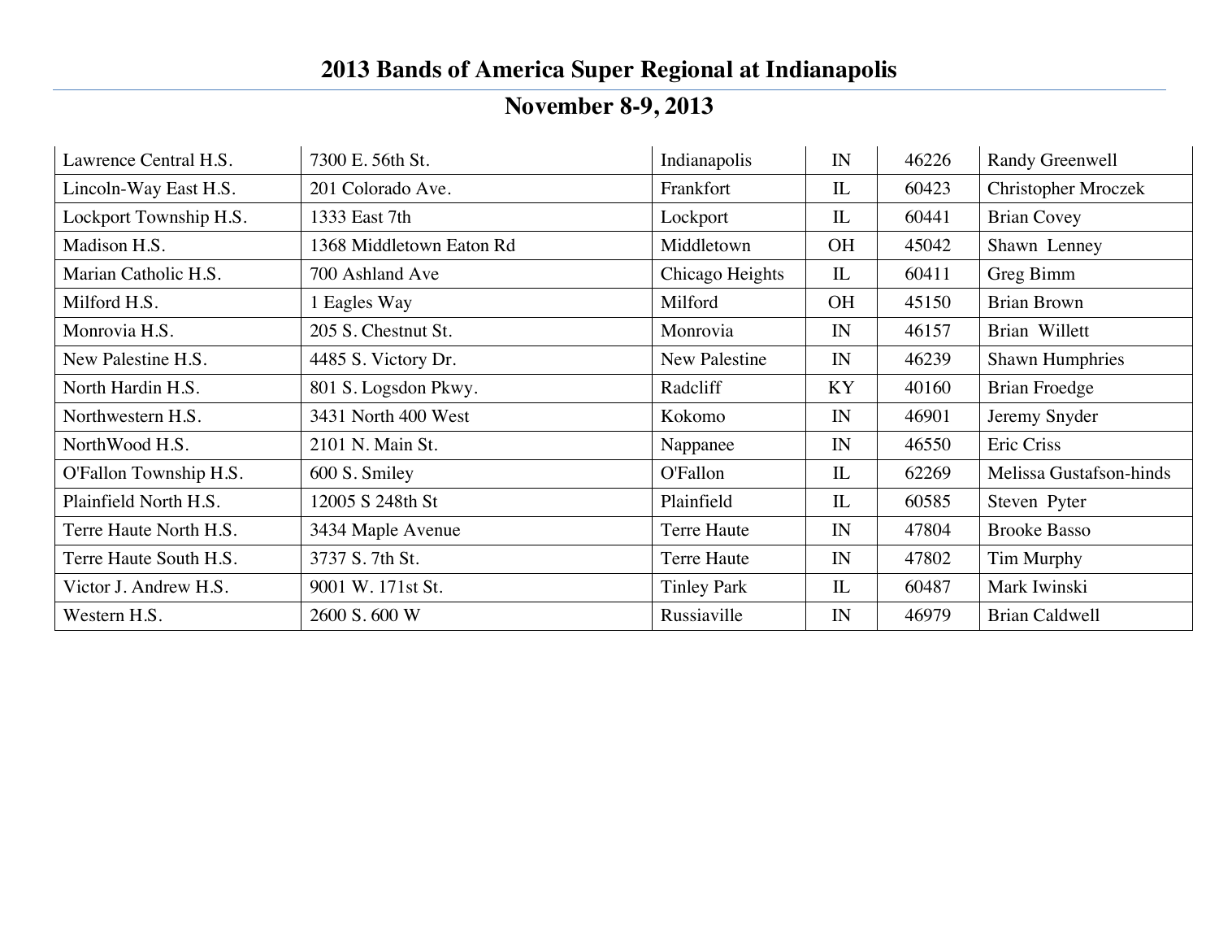## 2013 Bands of America Super Regional at Indianapolis

## November 8-9, 2013

| | | | | | |
|---|---|---|---|---|---|
| Lawrence Central H.S. | 7300 E. 56th St. | Indianapolis | IN | 46226 | Randy Greenwell |
| Lincoln-Way East H.S. | 201 Colorado Ave. | Frankfort | IL | 60423 | Christopher Mroczek |
| Lockport Township H.S. | 1333 East 7th | Lockport | IL | 60441 | Brian Covey |
| Madison H.S. | 1368 Middletown Eaton Rd | Middletown | OH | 45042 | Shawn Lenney |
| Marian Catholic H.S. | 700 Ashland Ave | Chicago Heights | IL | 60411 | Greg Bimm |
| Milford H.S. | 1 Eagles Way | Milford | OH | 45150 | Brian Brown |
| Monrovia H.S. | 205 S. Chestnut St. | Monrovia | IN | 46157 | Brian Willett |
| New Palestine H.S. | 4485 S. Victory Dr. | New Palestine | IN | 46239 | Shawn Humphries |
| North Hardin H.S. | 801 S. Logsdon Pkwy. | Radcliff | KY | 40160 | Brian Froedge |
| Northwestern H.S. | 3431 North 400 West | Kokomo | IN | 46901 | Jeremy Snyder |
| NorthWood H.S. | 2101 N. Main St. | Nappanee | IN | 46550 | Eric Criss |
| O'Fallon Township H.S. | 600 S. Smiley | O'Fallon | IL | 62269 | Melissa Gustafson-hinds |
| Plainfield North H.S. | 12005 S 248th St | Plainfield | IL | 60585 | Steven Pyter |
| Terre Haute North H.S. | 3434 Maple Avenue | Terre Haute | IN | 47804 | Brooke Basso |
| Terre Haute South H.S. | 3737 S. 7th St. | Terre Haute | IN | 47802 | Tim Murphy |
| Victor J. Andrew H.S. | 9001 W. 171st St. | Tinley Park | IL | 60487 | Mark Iwinski |
| Western H.S. | 2600 S. 600 W | Russiaville | IN | 46979 | Brian Caldwell |